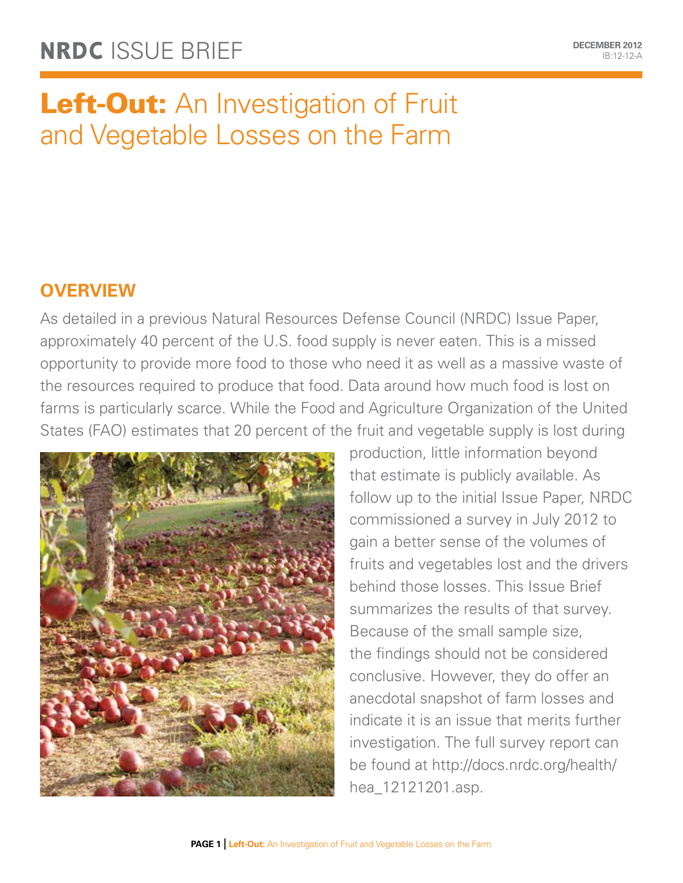# NRDC ISSUE BRIEF

DECEMBER 2012
IB:12-12-A

# Left-Out: An Investigation of Fruit and Vegetable Losses on the Farm

## OVERVIEW

As detailed in a previous Natural Resources Defense Council (NRDC) Issue Paper, approximately 40 percent of the U.S. food supply is never eaten. This is a missed opportunity to provide more food to those who need it as well as a massive waste of the resources required to produce that food. Data around how much food is lost on farms is particularly scarce. While the Food and Agriculture Organization of the United States (FAO) estimates that 20 percent of the fruit and vegetable supply is lost during production, little information beyond that estimate is publicly available. As follow up to the initial Issue Paper, NRDC commissioned a survey in July 2012 to gain a better sense of the volumes of fruits and vegetables lost and the drivers behind those losses. This Issue Brief summarizes the results of that survey. Because of the small sample size, the findings should not be considered conclusive. However, they do offer an anecdotal snapshot of farm losses and indicate it is an issue that merits further investigation. The full survey report can be found at http://docs.nrdc.org/health/hea_12121201.asp.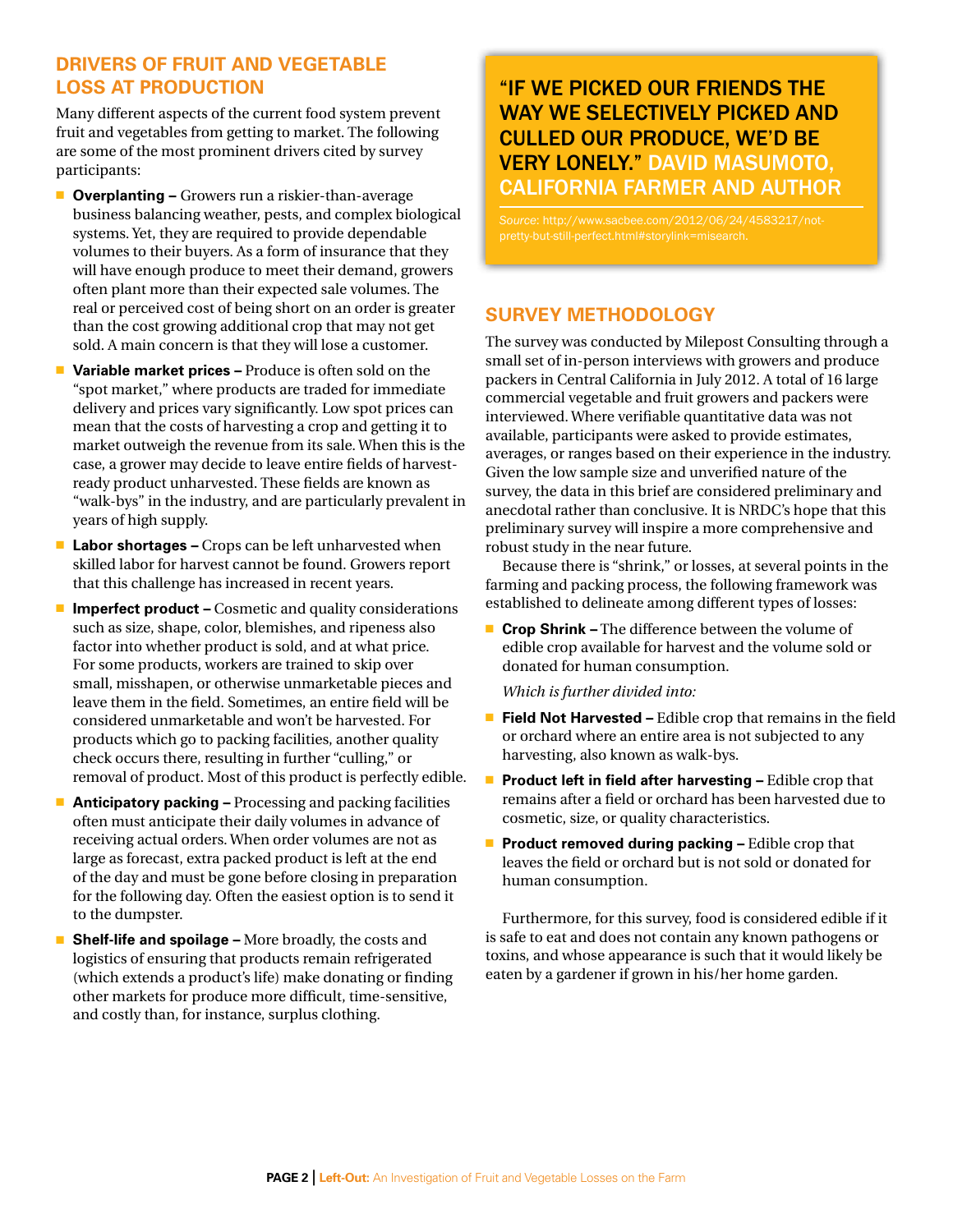## DRIVERS OF FRUIT AND VEGETABLE LOSS AT PRODUCTION

Many different aspects of the current food system prevent fruit and vegetables from getting to market. The following are some of the most prominent drivers cited by survey participants:

- **Overplanting –** Growers run a riskier-than-average business balancing weather, pests, and complex biological systems. Yet, they are required to provide dependable volumes to their buyers. As a form of insurance that they will have enough produce to meet their demand, growers often plant more than their expected sale volumes. The real or perceived cost of being short on an order is greater than the cost growing additional crop that may not get sold. A main concern is that they will lose a customer.
- **Variable market prices –** Produce is often sold on the "spot market," where products are traded for immediate delivery and prices vary significantly. Low spot prices can mean that the costs of harvesting a crop and getting it to market outweigh the revenue from its sale. When this is the case, a grower may decide to leave entire fields of harvest-ready product unharvested. These fields are known as "walk-bys" in the industry, and are particularly prevalent in years of high supply.
- **Labor shortages –** Crops can be left unharvested when skilled labor for harvest cannot be found. Growers report that this challenge has increased in recent years.
- **Imperfect product –** Cosmetic and quality considerations such as size, shape, color, blemishes, and ripeness also factor into whether product is sold, and at what price. For some products, workers are trained to skip over small, misshapen, or otherwise unmarketable pieces and leave them in the field. Sometimes, an entire field will be considered unmarketable and won't be harvested. For products which go to packing facilities, another quality check occurs there, resulting in further "culling," or removal of product. Most of this product is perfectly edible.
- **Anticipatory packing –** Processing and packing facilities often must anticipate their daily volumes in advance of receiving actual orders. When order volumes are not as large as forecast, extra packed product is left at the end of the day and must be gone before closing in preparation for the following day. Often the easiest option is to send it to the dumpster.
- **Shelf-life and spoilage –** More broadly, the costs and logistics of ensuring that products remain refrigerated (which extends a product's life) make donating or finding other markets for produce more difficult, time-sensitive, and costly than, for instance, surplus clothing.

> **"IF WE PICKED OUR FRIENDS THE WAY WE SELECTIVELY PICKED AND CULLED OUR PRODUCE, WE'D BE VERY LONELY." DAVID MASUMOTO, CALIFORNIA FARMER AND AUTHOR**
>
> *Source:* http://www.sacbee.com/2012/06/24/4583217/not-pretty-but-still-perfect.html#storylink=misearch.

## SURVEY METHODOLOGY

The survey was conducted by Milepost Consulting through a small set of in-person interviews with growers and produce packers in Central California in July 2012. A total of 16 large commercial vegetable and fruit growers and packers were interviewed. Where verifiable quantitative data was not available, participants were asked to provide estimates, averages, or ranges based on their experience in the industry. Given the low sample size and unverified nature of the survey, the data in this brief are considered preliminary and anecdotal rather than conclusive. It is NRDC's hope that this preliminary survey will inspire a more comprehensive and robust study in the near future.

Because there is "shrink," or losses, at several points in the farming and packing process, the following framework was established to delineate among different types of losses:

- **Crop Shrink –** The difference between the volume of edible crop available for harvest and the volume sold or donated for human consumption.

  *Which is further divided into:*

- **Field Not Harvested –** Edible crop that remains in the field or orchard where an entire area is not subjected to any harvesting, also known as walk-bys.
- **Product left in field after harvesting –** Edible crop that remains after a field or orchard has been harvested due to cosmetic, size, or quality characteristics.
- **Product removed during packing –** Edible crop that leaves the field or orchard but is not sold or donated for human consumption.

Furthermore, for this survey, food is considered edible if it is safe to eat and does not contain any known pathogens or toxins, and whose appearance is such that it would likely be eaten by a gardener if grown in his/her home garden.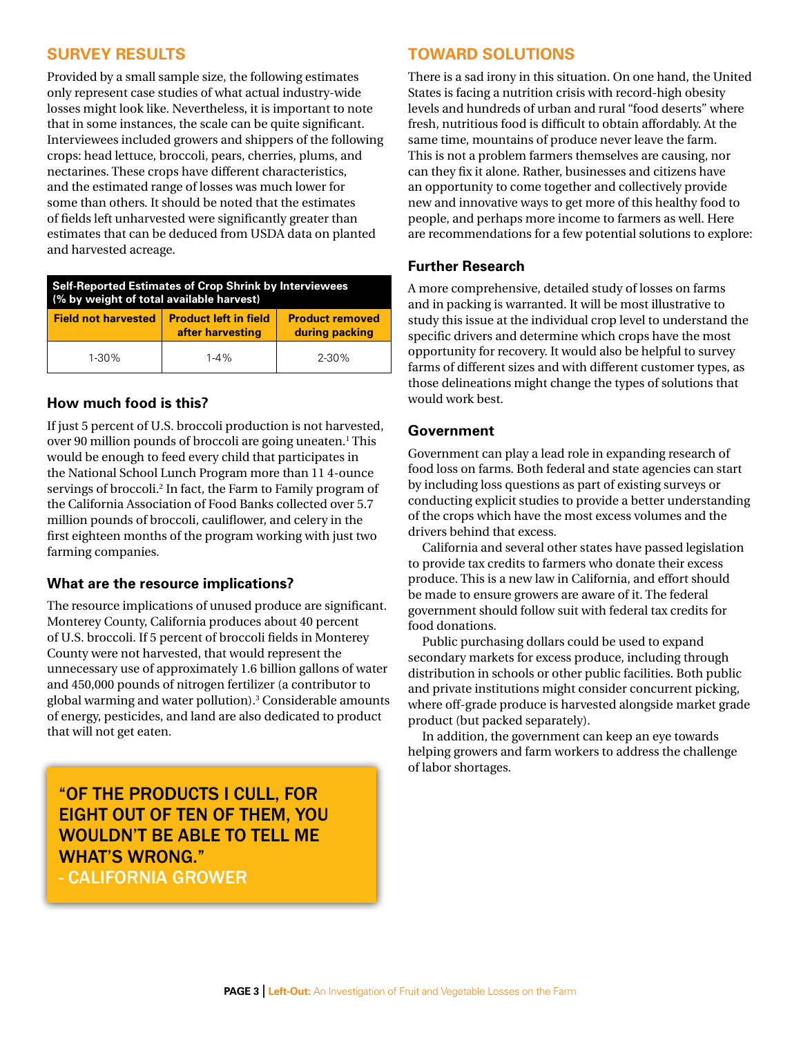## SURVEY RESULTS

Provided by a small sample size, the following estimates only represent case studies of what actual industry-wide losses might look like. Nevertheless, it is important to note that in some instances, the scale can be quite significant. Interviewees included growers and shippers of the following crops: head lettuce, broccoli, pears, cherries, plums, and nectarines. These crops have different characteristics, and the estimated range of losses was much lower for some than others. It should be noted that the estimates of fields left unharvested were significantly greater than estimates that can be deduced from USDA data on planted and harvested acreage.

**Self-Reported Estimates of Crop Shrink by Interviewees (% by weight of total available harvest)**

| Field not harvested | Product left in field after harvesting | Product removed during packing |
| --- | --- | --- |
| 1-30% | 1-4% | 2-30% |

### How much food is this?

If just 5 percent of U.S. broccoli production is not harvested, over 90 million pounds of broccoli are going uneaten.[1] This would be enough to feed every child that participates in the National School Lunch Program more than 11 4-ounce servings of broccoli.[2] In fact, the Farm to Family program of the California Association of Food Banks collected over 5.7 million pounds of broccoli, cauliflower, and celery in the first eighteen months of the program working with just two farming companies.

### What are the resource implications?

The resource implications of unused produce are significant. Monterey County, California produces about 40 percent of U.S. broccoli. If 5 percent of broccoli fields in Monterey County were not harvested, that would represent the unnecessary use of approximately 1.6 billion gallons of water and 450,000 pounds of nitrogen fertilizer (a contributor to global warming and water pollution).[3] Considerable amounts of energy, pesticides, and land are also dedicated to product that will not get eaten.

> **"OF THE PRODUCTS I CULL, FOR EIGHT OUT OF TEN OF THEM, YOU WOULDN'T BE ABLE TO TELL ME WHAT'S WRONG."**
> **- CALIFORNIA GROWER**

## TOWARD SOLUTIONS

There is a sad irony in this situation. On one hand, the United States is facing a nutrition crisis with record-high obesity levels and hundreds of urban and rural "food deserts" where fresh, nutritious food is difficult to obtain affordably. At the same time, mountains of produce never leave the farm. This is not a problem farmers themselves are causing, nor can they fix it alone. Rather, businesses and citizens have an opportunity to come together and collectively provide new and innovative ways to get more of this healthy food to people, and perhaps more income to farmers as well. Here are recommendations for a few potential solutions to explore:

### Further Research

A more comprehensive, detailed study of losses on farms and in packing is warranted. It will be most illustrative to study this issue at the individual crop level to understand the specific drivers and determine which crops have the most opportunity for recovery. It would also be helpful to survey farms of different sizes and with different customer types, as those delineations might change the types of solutions that would work best.

### Government

Government can play a lead role in expanding research of food loss on farms. Both federal and state agencies can start by including loss questions as part of existing surveys or conducting explicit studies to provide a better understanding of the crops which have the most excess volumes and the drivers behind that excess.

California and several other states have passed legislation to provide tax credits to farmers who donate their excess produce. This is a new law in California, and effort should be made to ensure growers are aware of it. The federal government should follow suit with federal tax credits for food donations.

Public purchasing dollars could be used to expand secondary markets for excess produce, including through distribution in schools or other public facilities. Both public and private institutions might consider concurrent picking, where off-grade produce is harvested alongside market grade product (but packed separately).

In addition, the government can keep an eye towards helping growers and farm workers to address the challenge of labor shortages.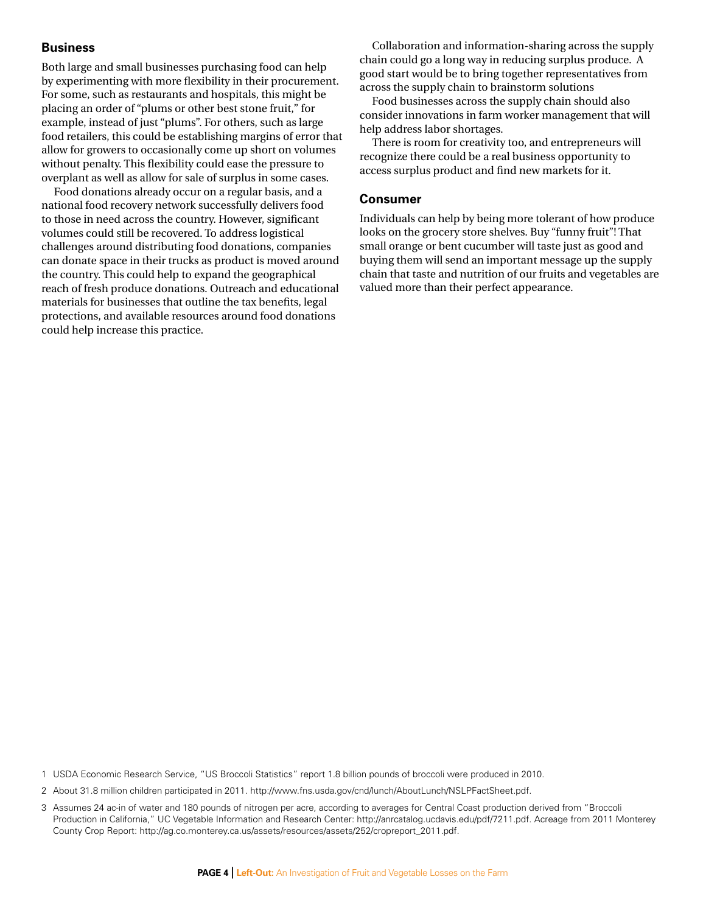## Business

Both large and small businesses purchasing food can help by experimenting with more flexibility in their procurement. For some, such as restaurants and hospitals, this might be placing an order of "plums or other best stone fruit," for example, instead of just "plums". For others, such as large food retailers, this could be establishing margins of error that allow for growers to occasionally come up short on volumes without penalty. This flexibility could ease the pressure to overplant as well as allow for sale of surplus in some cases.

Food donations already occur on a regular basis, and a national food recovery network successfully delivers food to those in need across the country. However, significant volumes could still be recovered. To address logistical challenges around distributing food donations, companies can donate space in their trucks as product is moved around the country. This could help to expand the geographical reach of fresh produce donations. Outreach and educational materials for businesses that outline the tax benefits, legal protections, and available resources around food donations could help increase this practice.

Collaboration and information-sharing across the supply chain could go a long way in reducing surplus produce. A good start would be to bring together representatives from across the supply chain to brainstorm solutions

Food businesses across the supply chain should also consider innovations in farm worker management that will help address labor shortages.

There is room for creativity too, and entrepreneurs will recognize there could be a real business opportunity to access surplus product and find new markets for it.

## Consumer

Individuals can help by being more tolerant of how produce looks on the grocery store shelves. Buy "funny fruit"! That small orange or bent cucumber will taste just as good and buying them will send an important message up the supply chain that taste and nutrition of our fruits and vegetables are valued more than their perfect appearance.

---

1 USDA Economic Research Service, "US Broccoli Statistics" report 1.8 billion pounds of broccoli were produced in 2010.

2 About 31.8 million children participated in 2011. http://www.fns.usda.gov/cnd/lunch/AboutLunch/NSLPFactSheet.pdf.

3 Assumes 24 ac-in of water and 180 pounds of nitrogen per acre, according to averages for Central Coast production derived from "Broccoli Production in California," UC Vegetable Information and Research Center: http://anrcatalog.ucdavis.edu/pdf/7211.pdf. Acreage from 2011 Monterey County Crop Report: http://ag.co.monterey.ca.us/assets/resources/assets/252/cropreport_2011.pdf.